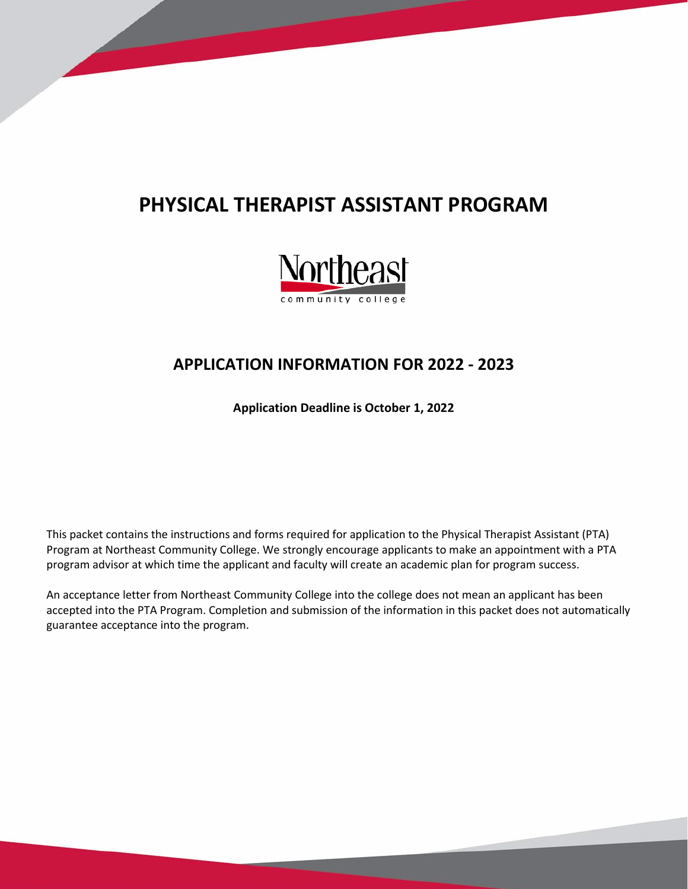# PHYSICAL THERAPIST ASSISTANT PROGRAM

Northeast community college

## APPLICATION INFORMATION FOR 2022 - 2023

**Application Deadline is October 1, 2022**

This packet contains the instructions and forms required for application to the Physical Therapist Assistant (PTA) Program at Northeast Community College. We strongly encourage applicants to make an appointment with a PTA program advisor at which time the applicant and faculty will create an academic plan for program success.

An acceptance letter from Northeast Community College into the college does not mean an applicant has been accepted into the PTA Program. Completion and submission of the information in this packet does not automatically guarantee acceptance into the program.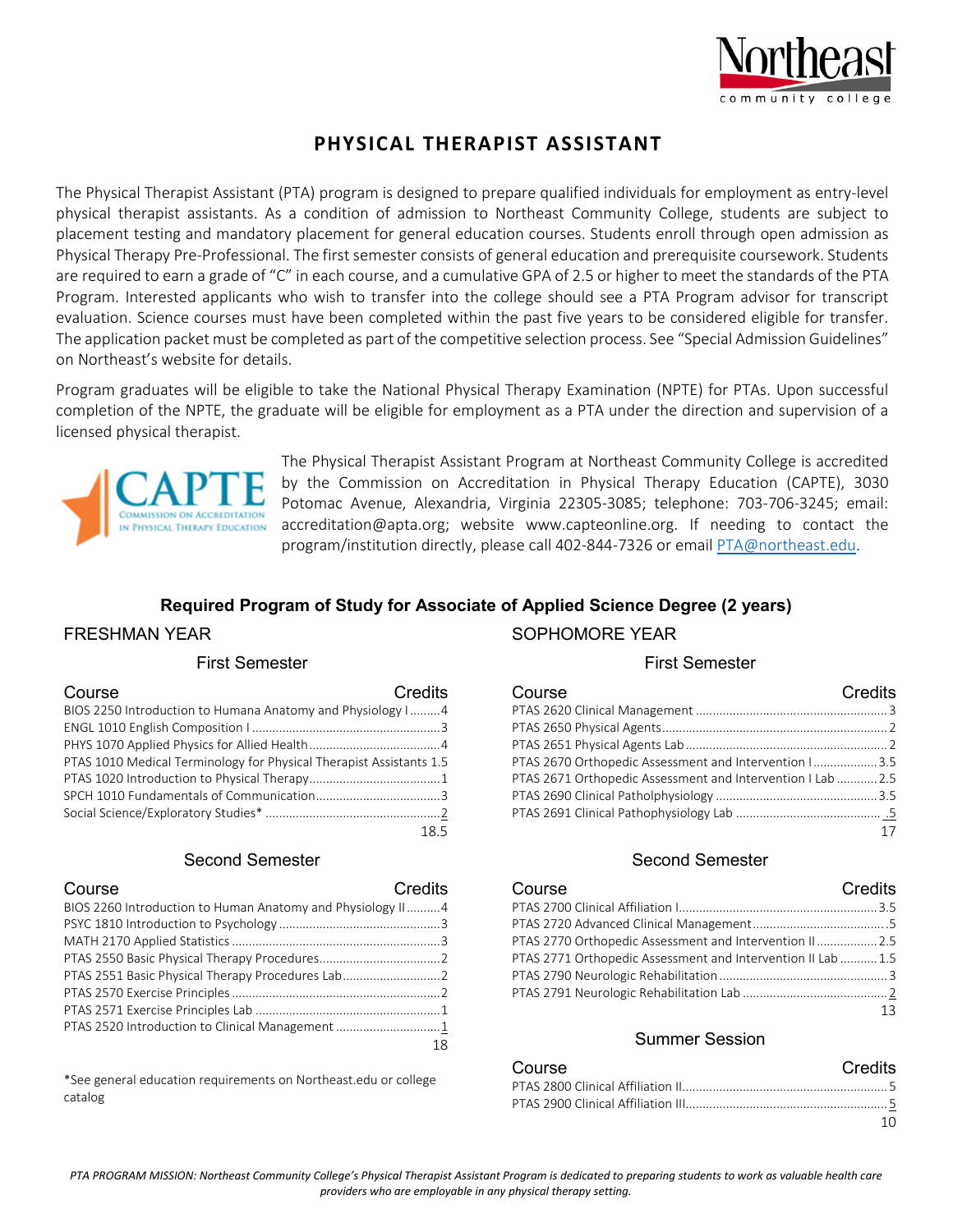# PHYSICAL THERAPIST ASSISTANT

The Physical Therapist Assistant (PTA) program is designed to prepare qualified individuals for employment as entry-level physical therapist assistants. As a condition of admission to Northeast Community College, students are subject to placement testing and mandatory placement for general education courses. Students enroll through open admission as Physical Therapy Pre-Professional. The first semester consists of general education and prerequisite coursework. Students are required to earn a grade of "C" in each course, and a cumulative GPA of 2.5 or higher to meet the standards of the PTA Program. Interested applicants who wish to transfer into the college should see a PTA Program advisor for transcript evaluation. Science courses must have been completed within the past five years to be considered eligible for transfer. The application packet must be completed as part of the competitive selection process. See "Special Admission Guidelines" on Northeast's website for details.

Program graduates will be eligible to take the National Physical Therapy Examination (NPTE) for PTAs. Upon successful completion of the NPTE, the graduate will be eligible for employment as a PTA under the direction and supervision of a licensed physical therapist.

The Physical Therapist Assistant Program at Northeast Community College is accredited by the Commission on Accreditation in Physical Therapy Education (CAPTE), 3030 Potomac Avenue, Alexandria, Virginia 22305-3085; telephone: 703-706-3245; email: accreditation@apta.org; website www.capteonline.org. If needing to contact the program/institution directly, please call 402-844-7326 or email PTA@northeast.edu.

## Required Program of Study for Associate of Applied Science Degree (2 years)

### FRESHMAN YEAR

#### First Semester

| Course | Credits |
|---|---|
| BIOS 2250 Introduction to Humana Anatomy and Physiology I | 4 |
| ENGL 1010 English Composition I | 3 |
| PHYS 1070 Applied Physics for Allied Health | 4 |
| PTAS 1010 Medical Terminology for Physical Therapist Assistants | 1.5 |
| PTAS 1020 Introduction to Physical Therapy | 1 |
| SPCH 1010 Fundamentals of Communication | 3 |
| Social Science/Exploratory Studies* | 2 |
| | 18.5 |

#### Second Semester

| Course | Credits |
|---|---|
| BIOS 2260 Introduction to Human Anatomy and Physiology II | 4 |
| PSYC 1810 Introduction to Psychology | 3 |
| MATH 2170 Applied Statistics | 3 |
| PTAS 2550 Basic Physical Therapy Procedures | 2 |
| PTAS 2551 Basic Physical Therapy Procedures Lab | 2 |
| PTAS 2570 Exercise Principles | 2 |
| PTAS 2571 Exercise Principles Lab | 1 |
| PTAS 2520 Introduction to Clinical Management | 1 |
| | 18 |

*See general education requirements on Northeast.edu or college catalog

### SOPHOMORE YEAR

#### First Semester

| Course | Credits |
|---|---|
| PTAS 2620 Clinical Management | 3 |
| PTAS 2650 Physical Agents | 2 |
| PTAS 2651 Physical Agents Lab | 2 |
| PTAS 2670 Orthopedic Assessment and Intervention I | 3.5 |
| PTAS 2671 Orthopedic Assessment and Intervention I Lab | 2.5 |
| PTAS 2690 Clinical Patholphysiology | 3.5 |
| PTAS 2691 Clinical Pathophysiology Lab | .5 |
| | 17 |

#### Second Semester

| Course | Credits |
|---|---|
| PTAS 2700 Clinical Affiliation I | 3.5 |
| PTAS 2720 Advanced Clinical Management | .5 |
| PTAS 2770 Orthopedic Assessment and Intervention II | 2.5 |
| PTAS 2771 Orthopedic Assessment and Intervention II Lab | 1.5 |
| PTAS 2790 Neurologic Rehabilitation | 3 |
| PTAS 2791 Neurologic Rehabilitation Lab | 2 |
| | 13 |

#### Summer Session

| Course | Credits |
|---|---|
| PTAS 2800 Clinical Affiliation II | 5 |
| PTAS 2900 Clinical Affiliation III | 5 |
| | 10 |

*PTA PROGRAM MISSION: Northeast Community College's Physical Therapist Assistant Program is dedicated to preparing students to work as valuable health care providers who are employable in any physical therapy setting.*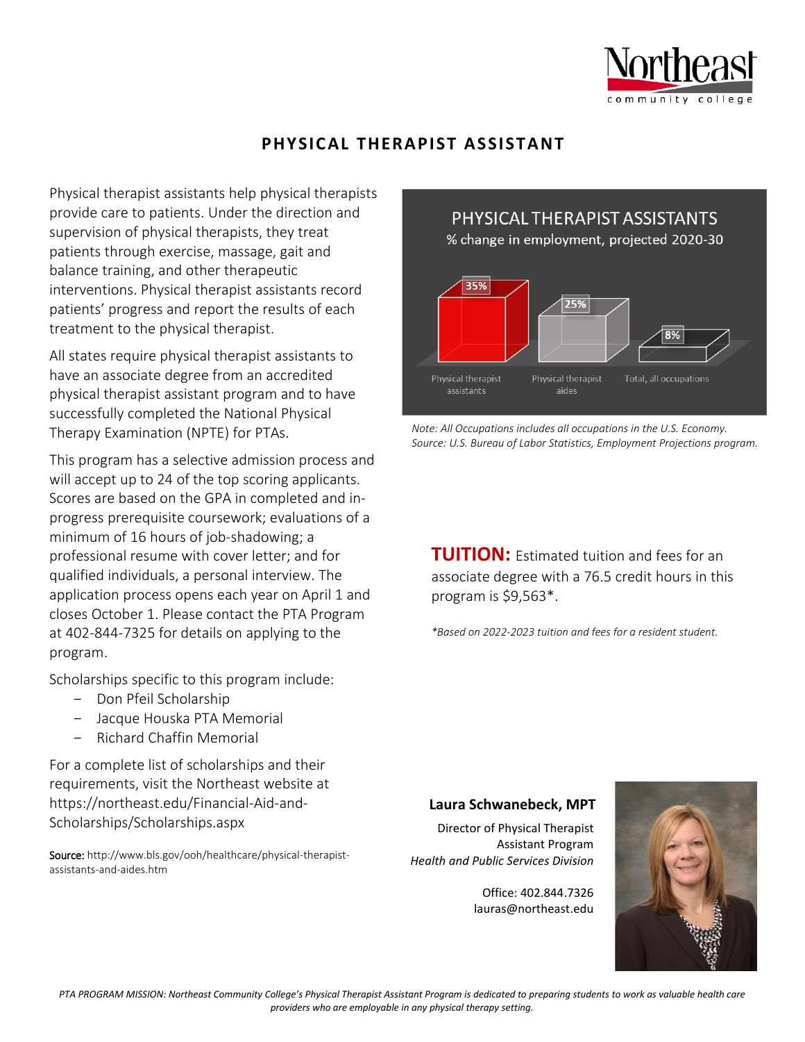# PHYSICAL THERAPIST ASSISTANT

Physical therapist assistants help physical therapists provide care to patients. Under the direction and supervision of physical therapists, they treat patients through exercise, massage, gait and balance training, and other therapeutic interventions. Physical therapist assistants record patients' progress and report the results of each treatment to the physical therapist.

All states require physical therapist assistants to have an associate degree from an accredited physical therapist assistant program and to have successfully completed the National Physical Therapy Examination (NPTE) for PTAs.

This program has a selective admission process and will accept up to 24 of the top scoring applicants. Scores are based on the GPA in completed and in-progress prerequisite coursework; evaluations of a minimum of 16 hours of job-shadowing; a professional resume with cover letter; and for qualified individuals, a personal interview. The application process opens each year on April 1 and closes October 1. Please contact the PTA Program at 402-844-7325 for details on applying to the program.

Scholarships specific to this program include:

- Don Pfeil Scholarship
- Jacque Houska PTA Memorial
- Richard Chaffin Memorial

For a complete list of scholarships and their requirements, visit the Northeast website at https://northeast.edu/Financial-Aid-and-Scholarships/Scholarships.aspx

Source: http://www.bls.gov/ooh/healthcare/physical-therapist-assistants-and-aides.htm

**PHYSICAL THERAPIST ASSISTANTS**
% change in employment, projected 2020-30

| Physical therapist assistants | Physical therapist aides | Total, all occupations |
|---|---|---|
| 35% | 25% | 8% |

*Note: All Occupations includes all occupations in the U.S. Economy.*
*Source: U.S. Bureau of Labor Statistics, Employment Projections program.*

**TUITION:** Estimated tuition and fees for an associate degree with a 76.5 credit hours in this program is $9,563*.

*\*Based on 2022-2023 tuition and fees for a resident student.*

**Laura Schwanebeck, MPT**

Director of Physical Therapist Assistant Program
*Health and Public Services Division*

Office: 402.844.7326
lauras@northeast.edu

*PTA PROGRAM MISSION: Northeast Community College's Physical Therapist Assistant Program is dedicated to preparing students to work as valuable health care providers who are employable in any physical therapy setting.*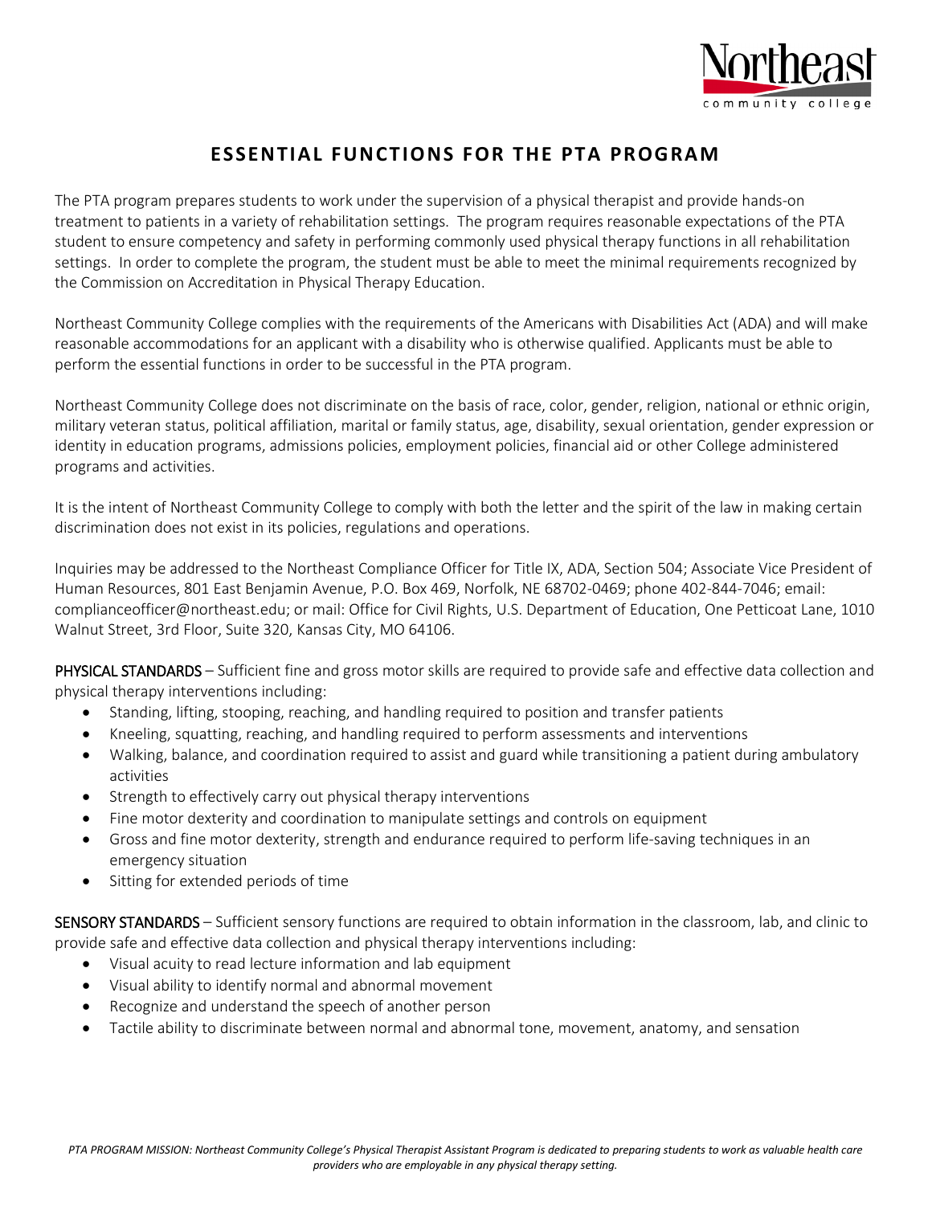# ESSENTIAL FUNCTIONS FOR THE PTA PROGRAM

The PTA program prepares students to work under the supervision of a physical therapist and provide hands-on treatment to patients in a variety of rehabilitation settings. The program requires reasonable expectations of the PTA student to ensure competency and safety in performing commonly used physical therapy functions in all rehabilitation settings. In order to complete the program, the student must be able to meet the minimal requirements recognized by the Commission on Accreditation in Physical Therapy Education.

Northeast Community College complies with the requirements of the Americans with Disabilities Act (ADA) and will make reasonable accommodations for an applicant with a disability who is otherwise qualified. Applicants must be able to perform the essential functions in order to be successful in the PTA program.

Northeast Community College does not discriminate on the basis of race, color, gender, religion, national or ethnic origin, military veteran status, political affiliation, marital or family status, age, disability, sexual orientation, gender expression or identity in education programs, admissions policies, employment policies, financial aid or other College administered programs and activities.

It is the intent of Northeast Community College to comply with both the letter and the spirit of the law in making certain discrimination does not exist in its policies, regulations and operations.

Inquiries may be addressed to the Northeast Compliance Officer for Title IX, ADA, Section 504; Associate Vice President of Human Resources, 801 East Benjamin Avenue, P.O. Box 469, Norfolk, NE 68702-0469; phone 402-844-7046; email: complianceofficer@northeast.edu; or mail: Office for Civil Rights, U.S. Department of Education, One Petticoat Lane, 1010 Walnut Street, 3rd Floor, Suite 320, Kansas City, MO 64106.

**PHYSICAL STANDARDS** – Sufficient fine and gross motor skills are required to provide safe and effective data collection and physical therapy interventions including:

- Standing, lifting, stooping, reaching, and handling required to position and transfer patients
- Kneeling, squatting, reaching, and handling required to perform assessments and interventions
- Walking, balance, and coordination required to assist and guard while transitioning a patient during ambulatory activities
- Strength to effectively carry out physical therapy interventions
- Fine motor dexterity and coordination to manipulate settings and controls on equipment
- Gross and fine motor dexterity, strength and endurance required to perform life-saving techniques in an emergency situation
- Sitting for extended periods of time

**SENSORY STANDARDS** – Sufficient sensory functions are required to obtain information in the classroom, lab, and clinic to provide safe and effective data collection and physical therapy interventions including:

- Visual acuity to read lecture information and lab equipment
- Visual ability to identify normal and abnormal movement
- Recognize and understand the speech of another person
- Tactile ability to discriminate between normal and abnormal tone, movement, anatomy, and sensation

*PTA PROGRAM MISSION: Northeast Community College's Physical Therapist Assistant Program is dedicated to preparing students to work as valuable health care providers who are employable in any physical therapy setting.*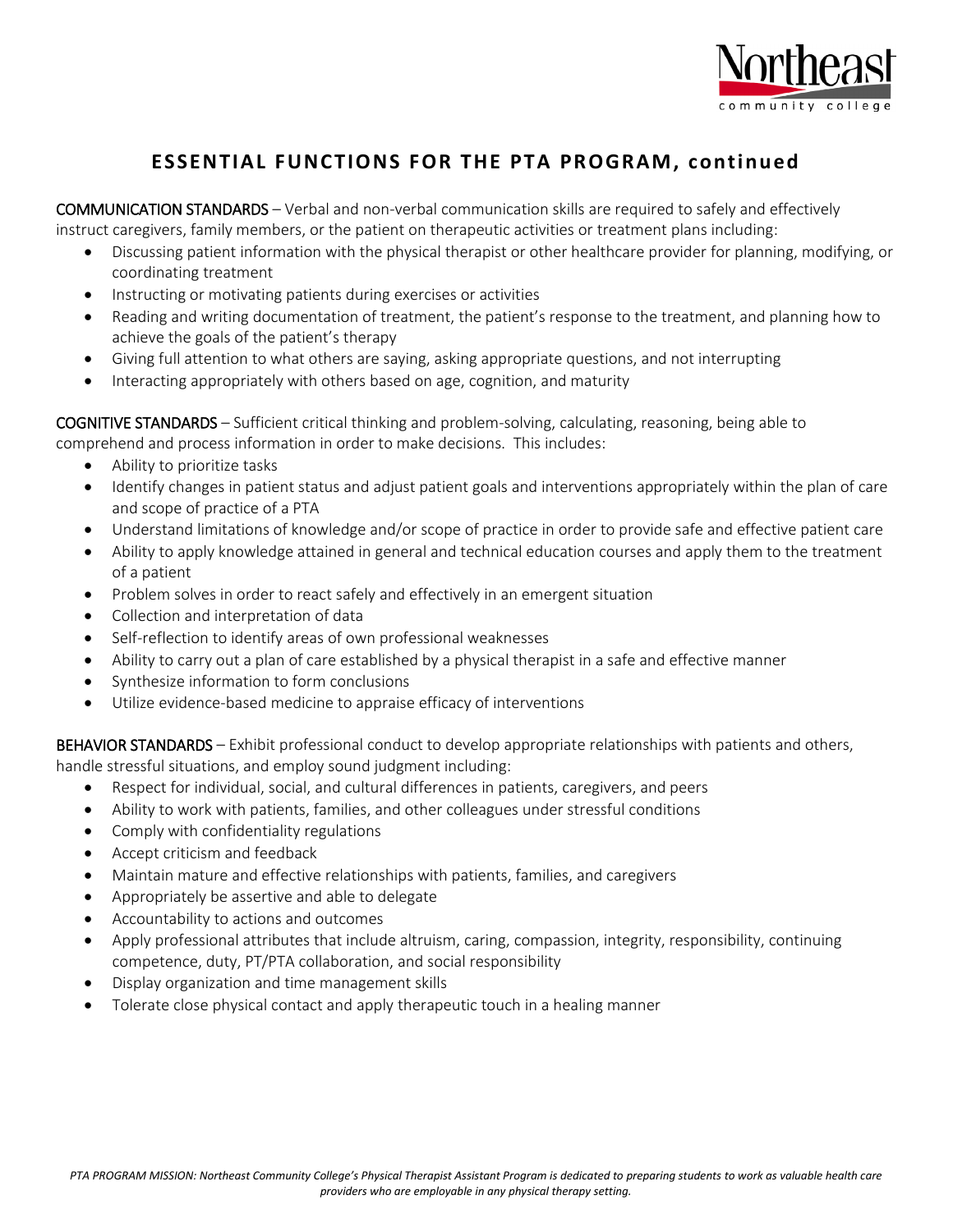# ESSENTIAL FUNCTIONS FOR THE PTA PROGRAM, continued

**COMMUNICATION STANDARDS** – Verbal and non-verbal communication skills are required to safely and effectively instruct caregivers, family members, or the patient on therapeutic activities or treatment plans including:

- Discussing patient information with the physical therapist or other healthcare provider for planning, modifying, or coordinating treatment
- Instructing or motivating patients during exercises or activities
- Reading and writing documentation of treatment, the patient's response to the treatment, and planning how to achieve the goals of the patient's therapy
- Giving full attention to what others are saying, asking appropriate questions, and not interrupting
- Interacting appropriately with others based on age, cognition, and maturity

**COGNITIVE STANDARDS** – Sufficient critical thinking and problem-solving, calculating, reasoning, being able to comprehend and process information in order to make decisions. This includes:

- Ability to prioritize tasks
- Identify changes in patient status and adjust patient goals and interventions appropriately within the plan of care and scope of practice of a PTA
- Understand limitations of knowledge and/or scope of practice in order to provide safe and effective patient care
- Ability to apply knowledge attained in general and technical education courses and apply them to the treatment of a patient
- Problem solves in order to react safely and effectively in an emergent situation
- Collection and interpretation of data
- Self-reflection to identify areas of own professional weaknesses
- Ability to carry out a plan of care established by a physical therapist in a safe and effective manner
- Synthesize information to form conclusions
- Utilize evidence-based medicine to appraise efficacy of interventions

**BEHAVIOR STANDARDS** – Exhibit professional conduct to develop appropriate relationships with patients and others, handle stressful situations, and employ sound judgment including:

- Respect for individual, social, and cultural differences in patients, caregivers, and peers
- Ability to work with patients, families, and other colleagues under stressful conditions
- Comply with confidentiality regulations
- Accept criticism and feedback
- Maintain mature and effective relationships with patients, families, and caregivers
- Appropriately be assertive and able to delegate
- Accountability to actions and outcomes
- Apply professional attributes that include altruism, caring, compassion, integrity, responsibility, continuing competence, duty, PT/PTA collaboration, and social responsibility
- Display organization and time management skills
- Tolerate close physical contact and apply therapeutic touch in a healing manner

*PTA PROGRAM MISSION: Northeast Community College's Physical Therapist Assistant Program is dedicated to preparing students to work as valuable health care providers who are employable in any physical therapy setting.*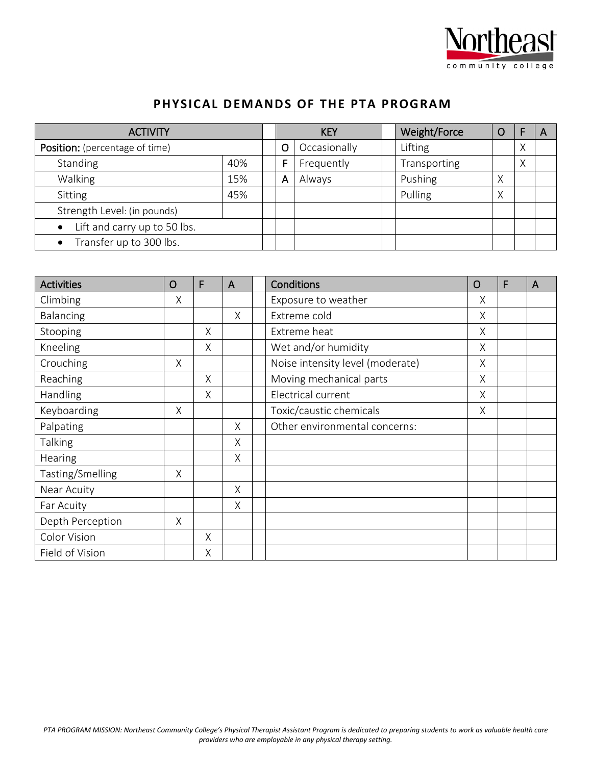## PHYSICAL DEMANDS OF THE PTA PROGRAM

| ACTIVITY | | | KEY | | | Weight/Force | O | F | A |
|---|---|---|---|---|---|---|---|---|---|
| **Position:** (percentage of time) | | | O | Occasionally | | Lifting | | X | |
| Standing | 40% | | F | Frequently | | Transporting | | X | |
| Walking | 15% | | A | Always | | Pushing | X | | |
| Sitting | 45% | | | | | Pulling | X | | |
| Strength Level: (in pounds) | | | | | | | | | |
| • Lift and carry up to 50 lbs. | | | | | | | | | |
| • Transfer up to 300 lbs. | | | | | | | | | |

| Activities | O | F | A | | Conditions | O | F | A |
|---|---|---|---|---|---|---|---|---|
| Climbing | X | | | | Exposure to weather | X | | |
| Balancing | | | X | | Extreme cold | X | | |
| Stooping | | X | | | Extreme heat | X | | |
| Kneeling | | X | | | Wet and/or humidity | X | | |
| Crouching | X | | | | Noise intensity level (moderate) | X | | |
| Reaching | | X | | | Moving mechanical parts | X | | |
| Handling | | X | | | Electrical current | X | | |
| Keyboarding | X | | | | Toxic/caustic chemicals | X | | |
| Palpating | | | X | | Other environmental concerns: | | | |
| Talking | | | X | | | | | |
| Hearing | | | X | | | | | |
| Tasting/Smelling | X | | | | | | | |
| Near Acuity | | | X | | | | | |
| Far Acuity | | | X | | | | | |
| Depth Perception | X | | | | | | | |
| Color Vision | | X | | | | | | |
| Field of Vision | | X | | | | | | |

*PTA PROGRAM MISSION: Northeast Community College's Physical Therapist Assistant Program is dedicated to preparing students to work as valuable health care providers who are employable in any physical therapy setting.*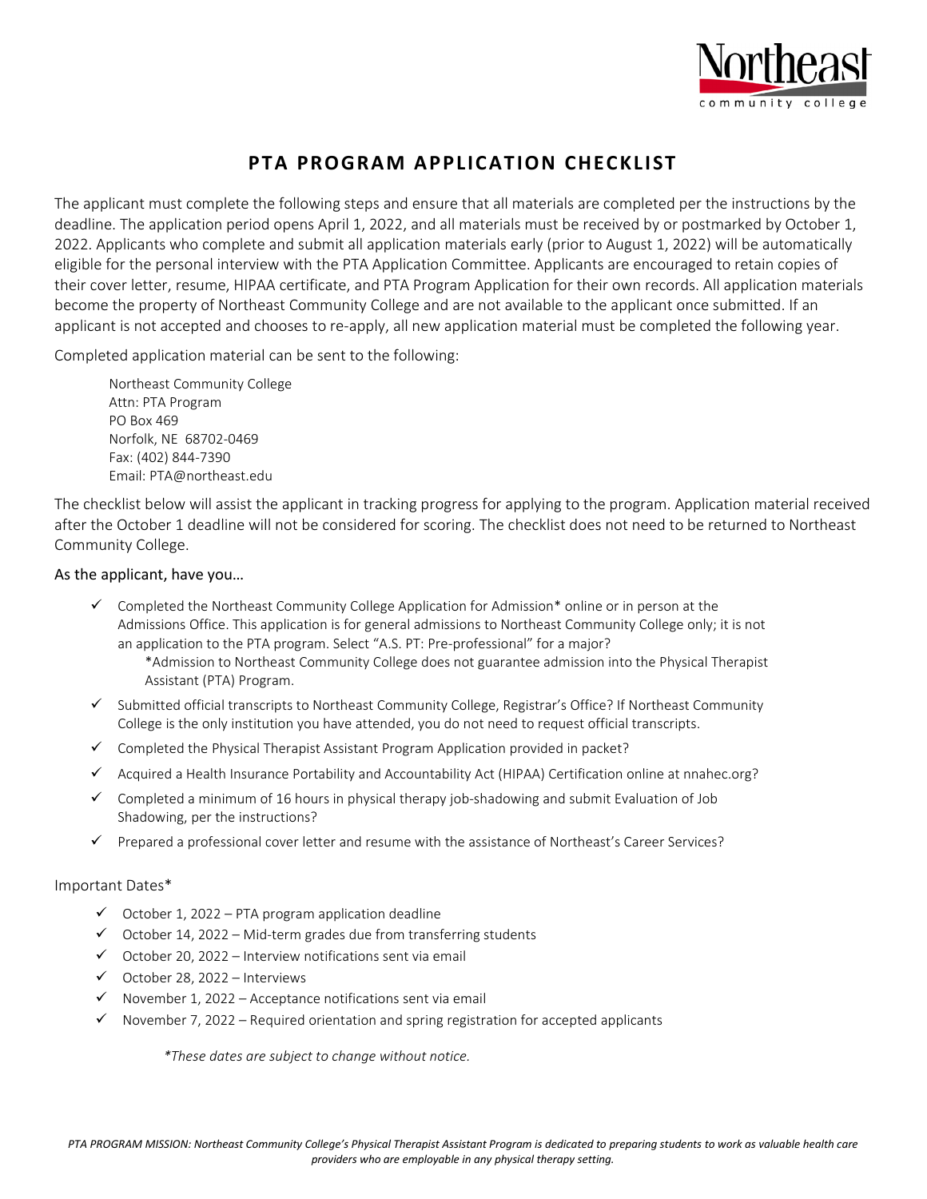# PTA PROGRAM APPLICATION CHECKLIST

The applicant must complete the following steps and ensure that all materials are completed per the instructions by the deadline. The application period opens April 1, 2022, and all materials must be received by or postmarked by October 1, 2022. Applicants who complete and submit all application materials early (prior to August 1, 2022) will be automatically eligible for the personal interview with the PTA Application Committee. Applicants are encouraged to retain copies of their cover letter, resume, HIPAA certificate, and PTA Program Application for their own records. All application materials become the property of Northeast Community College and are not available to the applicant once submitted. If an applicant is not accepted and chooses to re-apply, all new application material must be completed the following year.

Completed application material can be sent to the following:

Northeast Community College
Attn: PTA Program
PO Box 469
Norfolk, NE 68702-0469
Fax: (402) 844-7390
Email: PTA@northeast.edu

The checklist below will assist the applicant in tracking progress for applying to the program. Application material received after the October 1 deadline will not be considered for scoring. The checklist does not need to be returned to Northeast Community College.

As the applicant, have you…

- ✓ Completed the Northeast Community College Application for Admission* online or in person at the Admissions Office. This application is for general admissions to Northeast Community College only; it is not an application to the PTA program. Select "A.S. PT: Pre-professional" for a major?
  *Admission to Northeast Community College does not guarantee admission into the Physical Therapist Assistant (PTA) Program.
- ✓ Submitted official transcripts to Northeast Community College, Registrar's Office? If Northeast Community College is the only institution you have attended, you do not need to request official transcripts.
- ✓ Completed the Physical Therapist Assistant Program Application provided in packet?
- ✓ Acquired a Health Insurance Portability and Accountability Act (HIPAA) Certification online at nnahec.org?
- ✓ Completed a minimum of 16 hours in physical therapy job-shadowing and submit Evaluation of Job Shadowing, per the instructions?
- ✓ Prepared a professional cover letter and resume with the assistance of Northeast's Career Services?

Important Dates*

- ✓ October 1, 2022 – PTA program application deadline
- ✓ October 14, 2022 – Mid-term grades due from transferring students
- ✓ October 20, 2022 – Interview notifications sent via email
- ✓ October 28, 2022 – Interviews
- ✓ November 1, 2022 – Acceptance notifications sent via email
- ✓ November 7, 2022 – Required orientation and spring registration for accepted applicants

*\*These dates are subject to change without notice.*

*PTA PROGRAM MISSION: Northeast Community College's Physical Therapist Assistant Program is dedicated to preparing students to work as valuable health care providers who are employable in any physical therapy setting.*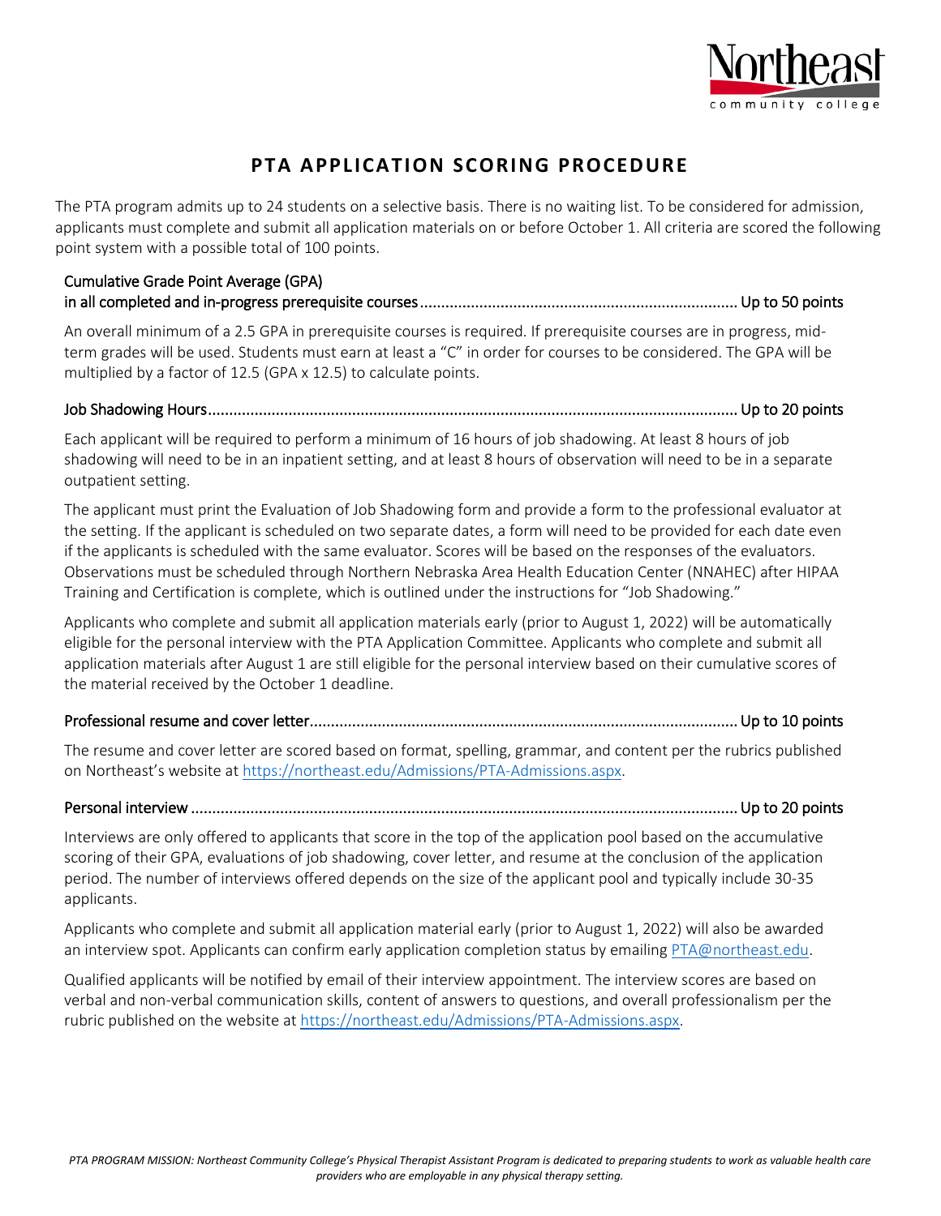# PTA APPLICATION SCORING PROCEDURE

The PTA program admits up to 24 students on a selective basis. There is no waiting list. To be considered for admission, applicants must complete and submit all application materials on or before October 1. All criteria are scored the following point system with a possible total of 100 points.

**Cumulative Grade Point Average (GPA) in all completed and in-progress prerequisite courses** .......... Up to 50 points

An overall minimum of a 2.5 GPA in prerequisite courses is required. If prerequisite courses are in progress, mid-term grades will be used. Students must earn at least a "C" in order for courses to be considered. The GPA will be multiplied by a factor of 12.5 (GPA x 12.5) to calculate points.

**Job Shadowing Hours** .......... Up to 20 points

Each applicant will be required to perform a minimum of 16 hours of job shadowing. At least 8 hours of job shadowing will need to be in an inpatient setting, and at least 8 hours of observation will need to be in a separate outpatient setting.

The applicant must print the Evaluation of Job Shadowing form and provide a form to the professional evaluator at the setting. If the applicant is scheduled on two separate dates, a form will need to be provided for each date even if the applicants is scheduled with the same evaluator. Scores will be based on the responses of the evaluators. Observations must be scheduled through Northern Nebraska Area Health Education Center (NNAHEC) after HIPAA Training and Certification is complete, which is outlined under the instructions for "Job Shadowing."

Applicants who complete and submit all application materials early (prior to August 1, 2022) will be automatically eligible for the personal interview with the PTA Application Committee. Applicants who complete and submit all application materials after August 1 are still eligible for the personal interview based on their cumulative scores of the material received by the October 1 deadline.

**Professional resume and cover letter** .......... Up to 10 points

The resume and cover letter are scored based on format, spelling, grammar, and content per the rubrics published on Northeast's website at https://northeast.edu/Admissions/PTA-Admissions.aspx.

**Personal interview** .......... Up to 20 points

Interviews are only offered to applicants that score in the top of the application pool based on the accumulative scoring of their GPA, evaluations of job shadowing, cover letter, and resume at the conclusion of the application period. The number of interviews offered depends on the size of the applicant pool and typically include 30-35 applicants.

Applicants who complete and submit all application material early (prior to August 1, 2022) will also be awarded an interview spot. Applicants can confirm early application completion status by emailing PTA@northeast.edu.

Qualified applicants will be notified by email of their interview appointment. The interview scores are based on verbal and non-verbal communication skills, content of answers to questions, and overall professionalism per the rubric published on the website at https://northeast.edu/Admissions/PTA-Admissions.aspx.

*PTA PROGRAM MISSION: Northeast Community College's Physical Therapist Assistant Program is dedicated to preparing students to work as valuable health care providers who are employable in any physical therapy setting.*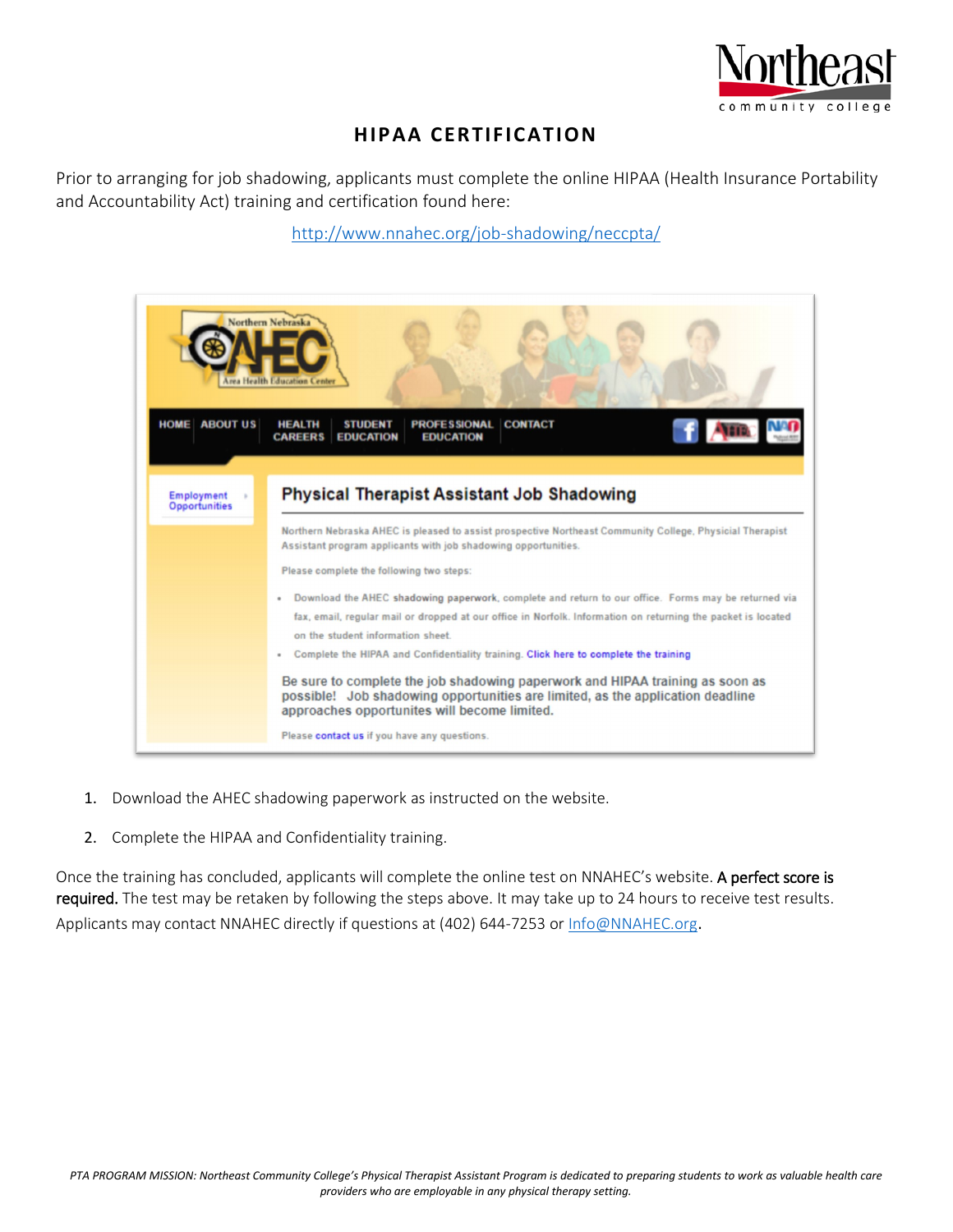# HIPAA CERTIFICATION

Prior to arranging for job shadowing, applicants must complete the online HIPAA (Health Insurance Portability and Accountability Act) training and certification found here:

http://www.nnahec.org/job-shadowing/neccpta/

Northern Nebraska AHEC Area Health Education Center

HOME | ABOUT US | HEALTH CAREERS | STUDENT EDUCATION | PROFESSIONAL EDUCATION | CONTACT

Employment Opportunities

## Physical Therapist Assistant Job Shadowing

Northern Nebraska AHEC is pleased to assist prospective Northeast Community College, Physical Therapist Assistant program applicants with job shadowing opportunities.

Please complete the following two steps:

- Download the AHEC **shadowing paperwork**, complete and return to our office. Forms may be returned via fax, email, regular mail or dropped at our office in Norfolk. Information on returning the packet is located on the student information sheet.
- Complete the HIPAA and Confidentiality training. Click here to complete the training

**Be sure to complete the job shadowing paperwork and HIPAA training as soon as possible! Job shadowing opportunities are limited, as the application deadline approaches opportunites will become limited.**

Please contact us if you have any questions.

1. Download the AHEC shadowing paperwork as instructed on the website.
2. Complete the HIPAA and Confidentiality training.

Once the training has concluded, applicants will complete the online test on NNAHEC's website. A perfect score is required. The test may be retaken by following the steps above. It may take up to 24 hours to receive test results. Applicants may contact NNAHEC directly if questions at (402) 644-7253 or Info@NNAHEC.org.

*PTA PROGRAM MISSION: Northeast Community College's Physical Therapist Assistant Program is dedicated to preparing students to work as valuable health care providers who are employable in any physical therapy setting.*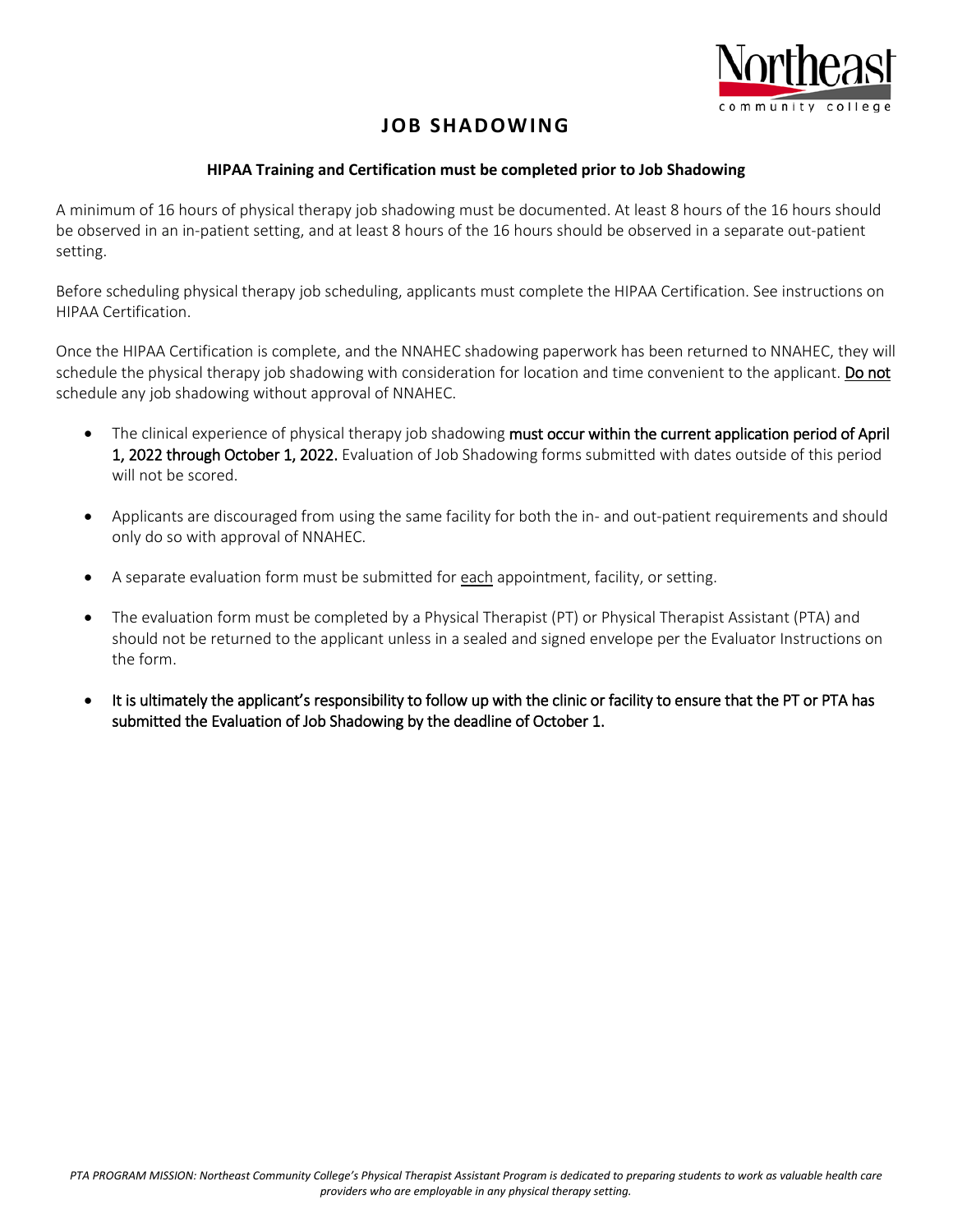# JOB SHADOWING

**HIPAA Training and Certification must be completed prior to Job Shadowing**

A minimum of 16 hours of physical therapy job shadowing must be documented. At least 8 hours of the 16 hours should be observed in an in-patient setting, and at least 8 hours of the 16 hours should be observed in a separate out-patient setting.

Before scheduling physical therapy job scheduling, applicants must complete the HIPAA Certification. See instructions on HIPAA Certification.

Once the HIPAA Certification is complete, and the NNAHEC shadowing paperwork has been returned to NNAHEC, they will schedule the physical therapy job shadowing with consideration for location and time convenient to the applicant. Do not schedule any job shadowing without approval of NNAHEC.

- The clinical experience of physical therapy job shadowing **must occur within the current application period of April 1, 2022 through October 1, 2022.** Evaluation of Job Shadowing forms submitted with dates outside of this period will not be scored.
- Applicants are discouraged from using the same facility for both the in- and out-patient requirements and should only do so with approval of NNAHEC.
- A separate evaluation form must be submitted for each appointment, facility, or setting.
- The evaluation form must be completed by a Physical Therapist (PT) or Physical Therapist Assistant (PTA) and should not be returned to the applicant unless in a sealed and signed envelope per the Evaluator Instructions on the form.
- **It is ultimately the applicant's responsibility to follow up with the clinic or facility to ensure that the PT or PTA has submitted the Evaluation of Job Shadowing by the deadline of October 1.**

*PTA PROGRAM MISSION: Northeast Community College's Physical Therapist Assistant Program is dedicated to preparing students to work as valuable health care providers who are employable in any physical therapy setting.*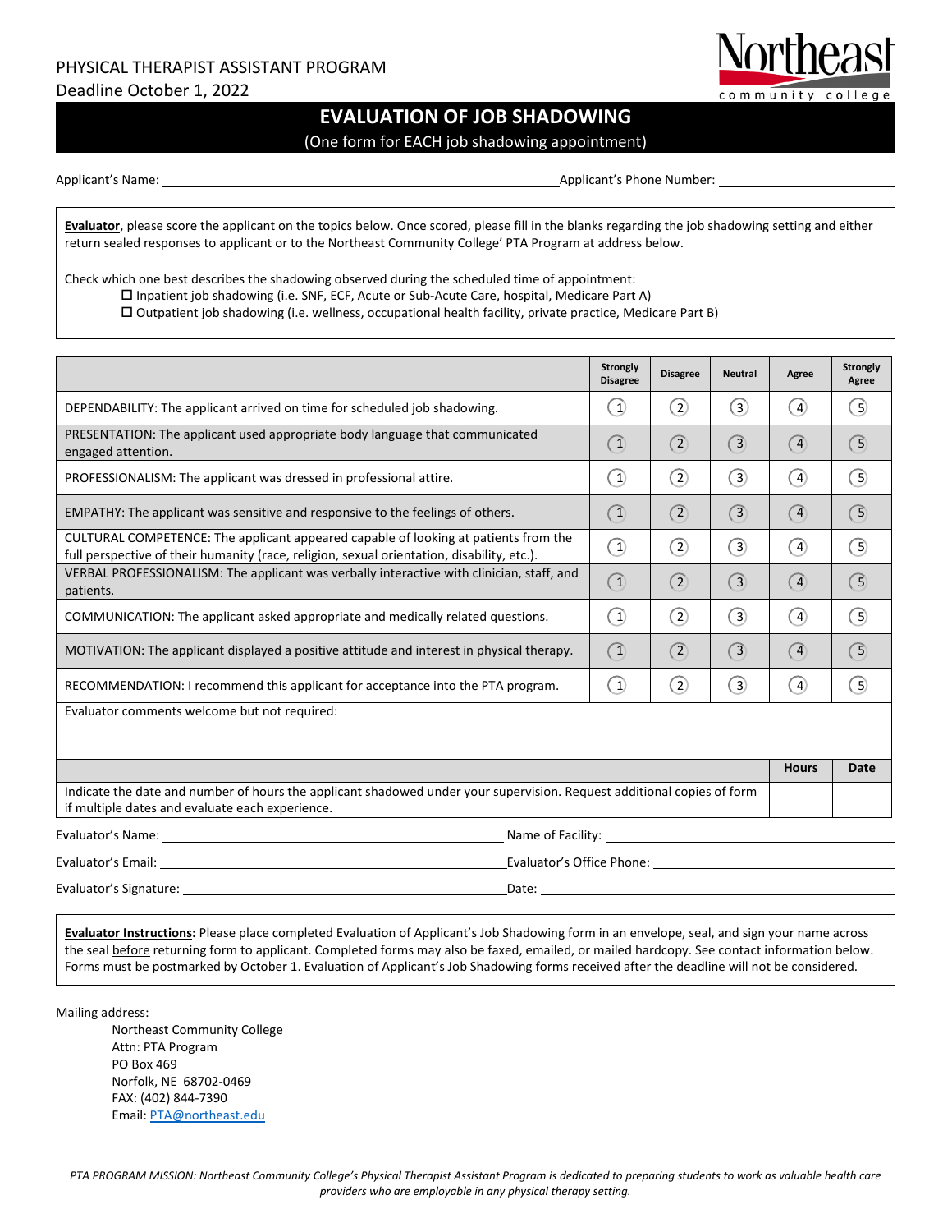PHYSICAL THERAPIST ASSISTANT PROGRAM
Deadline October 1, 2022

Northeast community college

# EVALUATION OF JOB SHADOWING

(One form for EACH job shadowing appointment)

Applicant's Name: ______________________________ Applicant's Phone Number: ______________________

**Evaluator**, please score the applicant on the topics below. Once scored, please fill in the blanks regarding the job shadowing setting and either return sealed responses to applicant or to the Northeast Community College' PTA Program at address below.

Check which one best describes the shadowing observed during the scheduled time of appointment:

- ☐ Inpatient job shadowing (i.e. SNF, ECF, Acute or Sub-Acute Care, hospital, Medicare Part A)
- ☐ Outpatient job shadowing (i.e. wellness, occupational health facility, private practice, Medicare Part B)

| | Strongly Disagree | Disagree | Neutral | Agree | Strongly Agree |
|---|---|---|---|---|---|
| DEPENDABILITY: The applicant arrived on time for scheduled job shadowing. | 1 | 2 | 3 | 4 | 5 |
| PRESENTATION: The applicant used appropriate body language that communicated engaged attention. | 1 | 2 | 3 | 4 | 5 |
| PROFESSIONALISM: The applicant was dressed in professional attire. | 1 | 2 | 3 | 4 | 5 |
| EMPATHY: The applicant was sensitive and responsive to the feelings of others. | 1 | 2 | 3 | 4 | 5 |
| CULTURAL COMPETENCE: The applicant appeared capable of looking at patients from the full perspective of their humanity (race, religion, sexual orientation, disability, etc.). | 1 | 2 | 3 | 4 | 5 |
| VERBAL PROFESSIONALISM: The applicant was verbally interactive with clinician, staff, and patients. | 1 | 2 | 3 | 4 | 5 |
| COMMUNICATION: The applicant asked appropriate and medically related questions. | 1 | 2 | 3 | 4 | 5 |
| MOTIVATION: The applicant displayed a positive attitude and interest in physical therapy. | 1 | 2 | 3 | 4 | 5 |
| RECOMMENDATION: I recommend this applicant for acceptance into the PTA program. | 1 | 2 | 3 | 4 | 5 |

Evaluator comments welcome but not required:

| | Hours | Date |
|---|---|---|
| Indicate the date and number of hours the applicant shadowed under your supervision. Request additional copies of form if multiple dates and evaluate each experience. | | |

Evaluator's Name: ______________________________ Name of Facility: ______________________________

Evaluator's Email: ______________________________ Evaluator's Office Phone: ______________________________

Evaluator's Signature: ______________________________ Date: ______________________________

**Evaluator Instructions:** Please place completed Evaluation of Applicant's Job Shadowing form in an envelope, seal, and sign your name across the seal before returning form to applicant. Completed forms may also be faxed, emailed, or mailed hardcopy. See contact information below. Forms must be postmarked by October 1. Evaluation of Applicant's Job Shadowing forms received after the deadline will not be considered.

Mailing address:

Northeast Community College
Attn: PTA Program
PO Box 469
Norfolk, NE 68702-0469
FAX: (402) 844-7390
Email: PTA@northeast.edu

*PTA PROGRAM MISSION: Northeast Community College's Physical Therapist Assistant Program is dedicated to preparing students to work as valuable health care providers who are employable in any physical therapy setting.*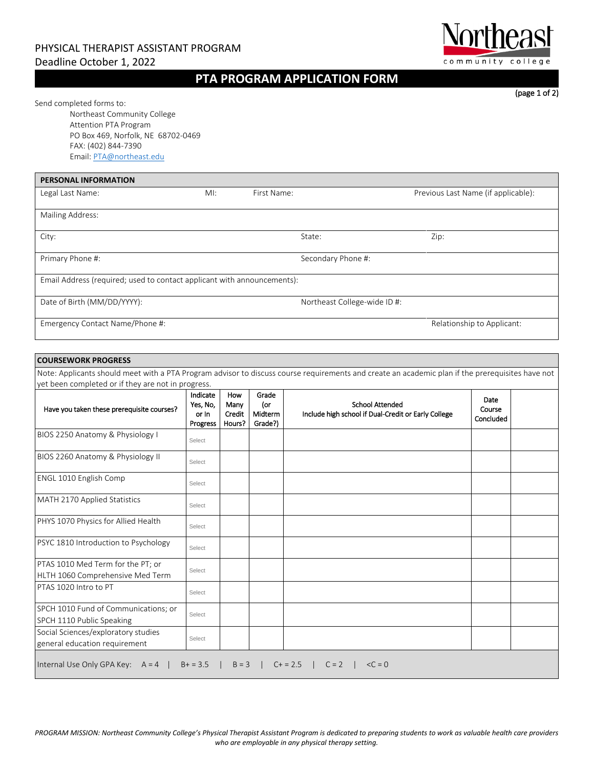PHYSICAL THERAPIST ASSISTANT PROGRAM
Deadline October 1, 2022

Northeast community college

# PTA PROGRAM APPLICATION FORM

(page 1 of 2)

Send completed forms to:
Northeast Community College
Attention PTA Program
PO Box 469, Norfolk, NE 68702-0469
FAX: (402) 844-7390
Email: PTA@northeast.edu

| PERSONAL INFORMATION | | | |
|---|---|---|---|
| Legal Last Name: | MI: | First Name: | Previous Last Name (if applicable): |
| Mailing Address: | | | |
| City: | | State: | Zip: |
| Primary Phone #: | | Secondary Phone #: | |
| Email Address (required; used to contact applicant with announcements): | | | |
| Date of Birth (MM/DD/YYYY): | | Northeast College-wide ID #: | |
| Emergency Contact Name/Phone #: | | | Relationship to Applicant: |

**COURSEWORK PROGRESS**

Note: Applicants should meet with a PTA Program advisor to discuss course requirements and create an academic plan if the prerequisites have not yet been completed or if they are not in progress.

| Have you taken these prerequisite courses? | Indicate Yes, No, or In Progress | How Many Credit Hours? | Grade (or Midterm Grade?) | School Attended Include high school if Dual-Credit or Early College | Date Course Concluded | |
|---|---|---|---|---|---|---|
| BIOS 2250 Anatomy & Physiology I | Select | | | | | |
| BIOS 2260 Anatomy & Physiology II | Select | | | | | |
| ENGL 1010 English Comp | Select | | | | | |
| MATH 2170 Applied Statistics | Select | | | | | |
| PHYS 1070 Physics for Allied Health | Select | | | | | |
| PSYC 1810 Introduction to Psychology | Select | | | | | |
| PTAS 1010 Med Term for the PT; or HLTH 1060 Comprehensive Med Term | Select | | | | | |
| PTAS 1020 Intro to PT | Select | | | | | |
| SPCH 1010 Fund of Communications; or SPCH 1110 Public Speaking | Select | | | | | |
| Social Sciences/exploratory studies general education requirement | Select | | | | | |
| Internal Use Only GPA Key: A = 4 \| B+ = 3.5 \| B = 3 \| C+ = 2.5 \| C = 2 \| <C = 0 | | | | | | |

*PROGRAM MISSION: Northeast Community College's Physical Therapist Assistant Program is dedicated to preparing students to work as valuable health care providers who are employable in any physical therapy setting.*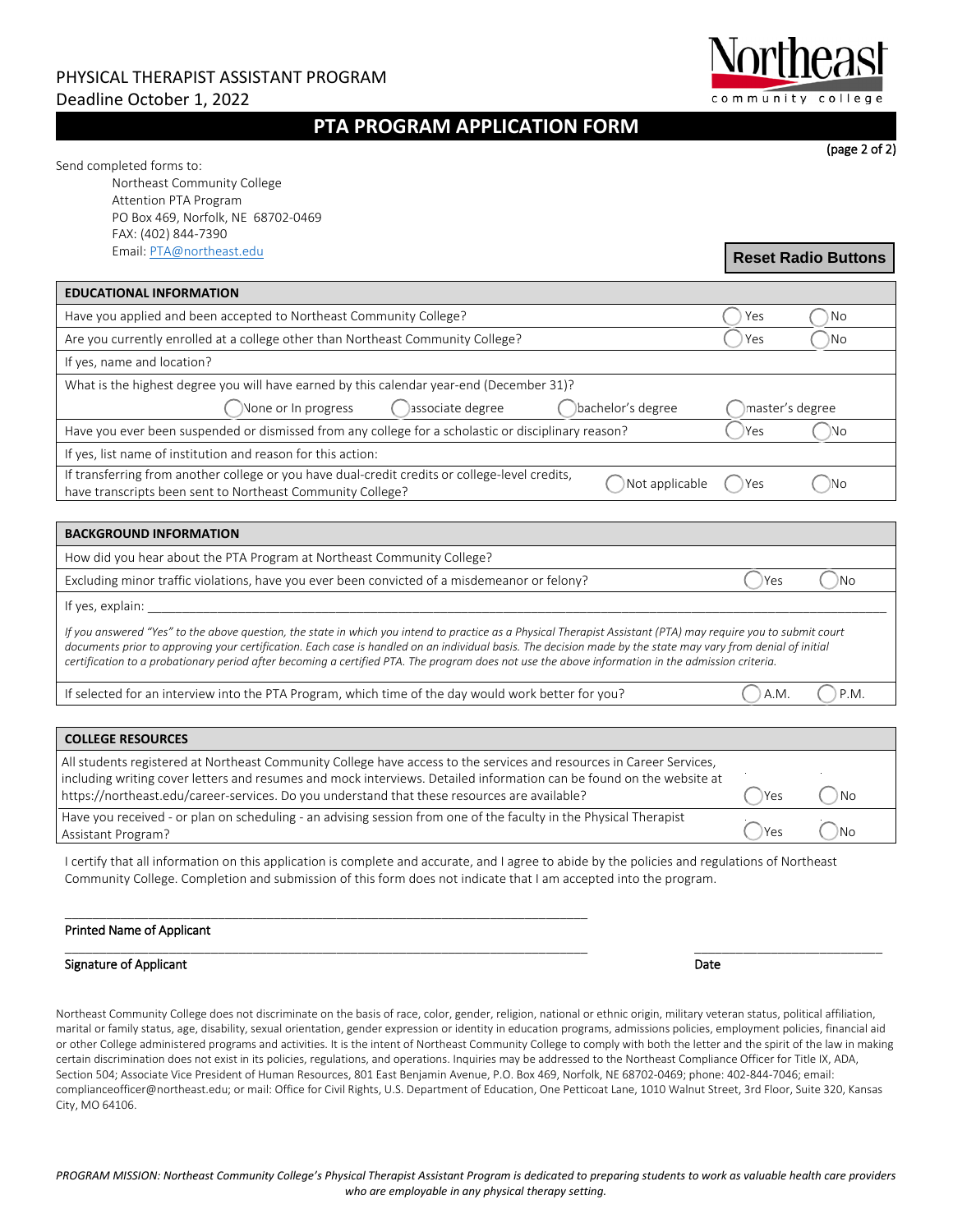PHYSICAL THERAPIST ASSISTANT PROGRAM
Deadline October 1, 2022

Northeast community college

# PTA PROGRAM APPLICATION FORM

(page 2 of 2)

Send completed forms to:

Northeast Community College
Attention PTA Program
PO Box 469, Norfolk, NE 68702-0469
FAX: (402) 844-7390
Email: PTA@northeast.edu

Reset Radio Buttons

| EDUCATIONAL INFORMATION | | | | |
|---|---|---|---|---|
| Have you applied and been accepted to Northeast Community College? | | | ◯ Yes | ◯ No |
| Are you currently enrolled at a college other than Northeast Community College? | | | ◯ Yes | ◯ No |
| If yes, name and location? | | | | |
| What is the highest degree you will have earned by this calendar year-end (December 31)? | | | | |
| ◯ None or In progress | ◯ associate degree | ◯ bachelor's degree | ◯ master's degree | |
| Have you ever been suspended or dismissed from any college for a scholastic or disciplinary reason? | | | ◯ Yes | ◯ No |
| If yes, list name of institution and reason for this action: | | | | |
| If transferring from another college or you have dual-credit credits or college-level credits, have transcripts been sent to Northeast Community College? | | ◯ Not applicable | ◯ Yes | ◯ No |

| BACKGROUND INFORMATION | | |
|---|---|---|
| How did you hear about the PTA Program at Northeast Community College? | | |
| Excluding minor traffic violations, have you ever been convicted of a misdemeanor or felony? | ◯ Yes | ◯ No |
| If yes, explain: ______________________________ | | |
| *If you answered "Yes" to the above question, the state in which you intend to practice as a Physical Therapist Assistant (PTA) may require you to submit court documents prior to approving your certification. Each case is handled on an individual basis. The decision made by the state may vary from denial of initial certification to a probationary period after becoming a certified PTA. The program does not use the above information in the admission criteria.* | | |
| If selected for an interview into the PTA Program, which time of the day would work better for you? | ◯ A.M. | ◯ P.M. |

| COLLEGE RESOURCES | | |
|---|---|---|
| All students registered at Northeast Community College have access to the services and resources in Career Services, including writing cover letters and resumes and mock interviews. Detailed information can be found on the website at https://northeast.edu/career-services. Do you understand that these resources are available? | ◯ Yes | ◯ No |
| Have you received - or plan on scheduling - an advising session from one of the faculty in the Physical Therapist Assistant Program? | ◯ Yes | ◯ No |

I certify that all information on this application is complete and accurate, and I agree to abide by the policies and regulations of Northeast Community College. Completion and submission of this form does not indicate that I am accepted into the program.

______________________________
Printed Name of Applicant

______________________________ ______________
Signature of Applicant Date

Northeast Community College does not discriminate on the basis of race, color, gender, religion, national or ethnic origin, military veteran status, political affiliation, marital or family status, age, disability, sexual orientation, gender expression or identity in education programs, admissions policies, employment policies, financial aid or other College administered programs and activities. It is the intent of Northeast Community College to comply with both the letter and the spirit of the law in making certain discrimination does not exist in its policies, regulations, and operations. Inquiries may be addressed to the Northeast Compliance Officer for Title IX, ADA, Section 504; Associate Vice President of Human Resources, 801 East Benjamin Avenue, P.O. Box 469, Norfolk, NE 68702-0469; phone: 402-844-7046; email: complianceofficer@northeast.edu; or mail: Office for Civil Rights, U.S. Department of Education, One Petticoat Lane, 1010 Walnut Street, 3rd Floor, Suite 320, Kansas City, MO 64106.

*PROGRAM MISSION: Northeast Community College's Physical Therapist Assistant Program is dedicated to preparing students to work as valuable health care providers who are employable in any physical therapy setting.*